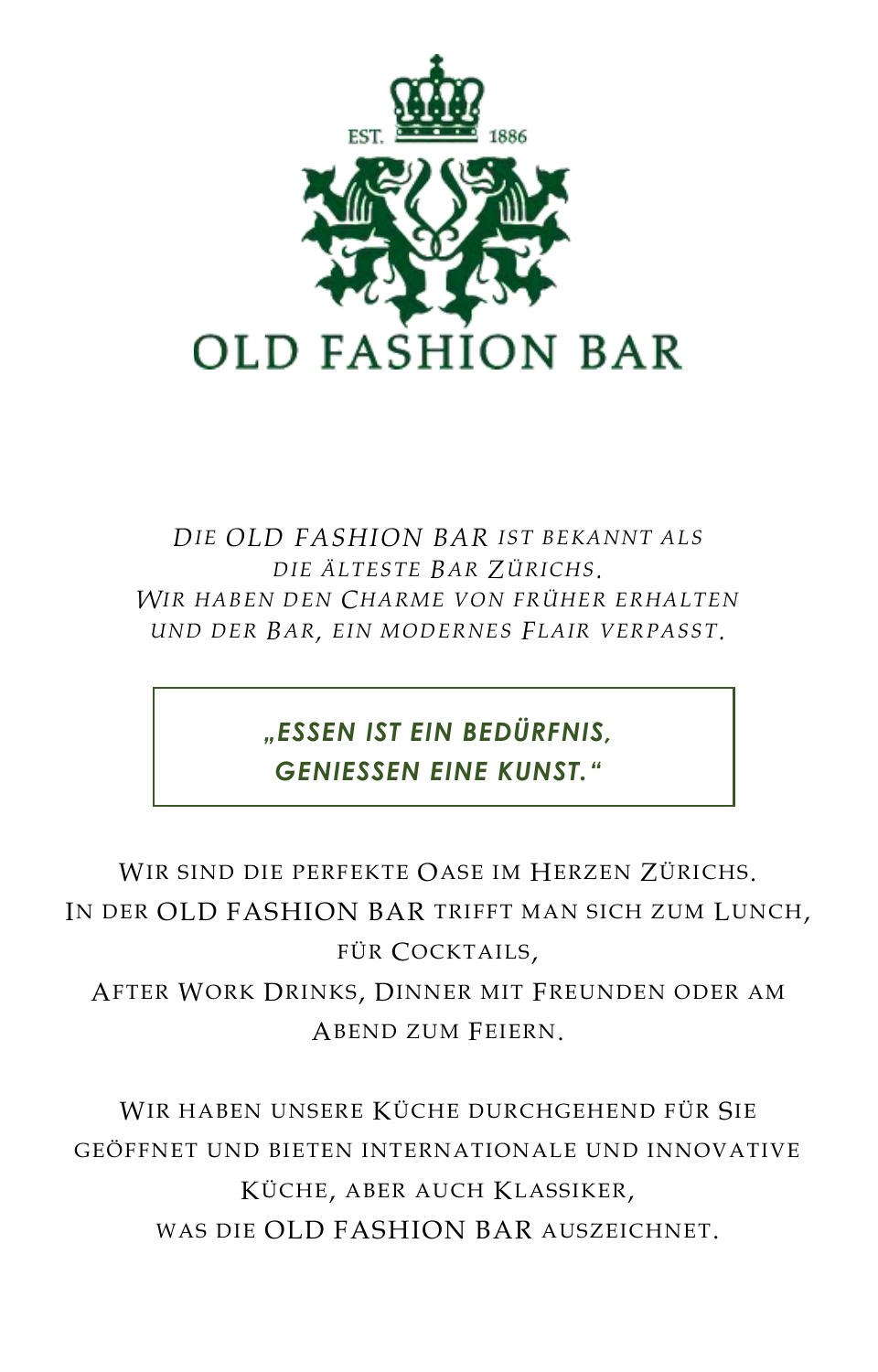EST. 1886

# OLD FASHION BAR

*Die OLD FASHION BAR ist bekannt als*
*die älteste Bar Zürichs.*
*Wir haben den Charme von früher erhalten*
*und der Bar, ein modernes Flair verpasst.*

> ***„Essen ist ein Bedürfnis,***
> ***Geniessen eine Kunst.“***

Wir sind die perfekte Oase im Herzen Zürichs.
In der OLD FASHION BAR trifft man sich zum Lunch,
für Cocktails,
After Work Drinks, Dinner mit Freunden oder am
Abend zum Feiern.

Wir haben unsere Küche durchgehend für Sie
geöffnet und bieten internationale und innovative
Küche, aber auch Klassiker,
was die OLD FASHION BAR auszeichnet.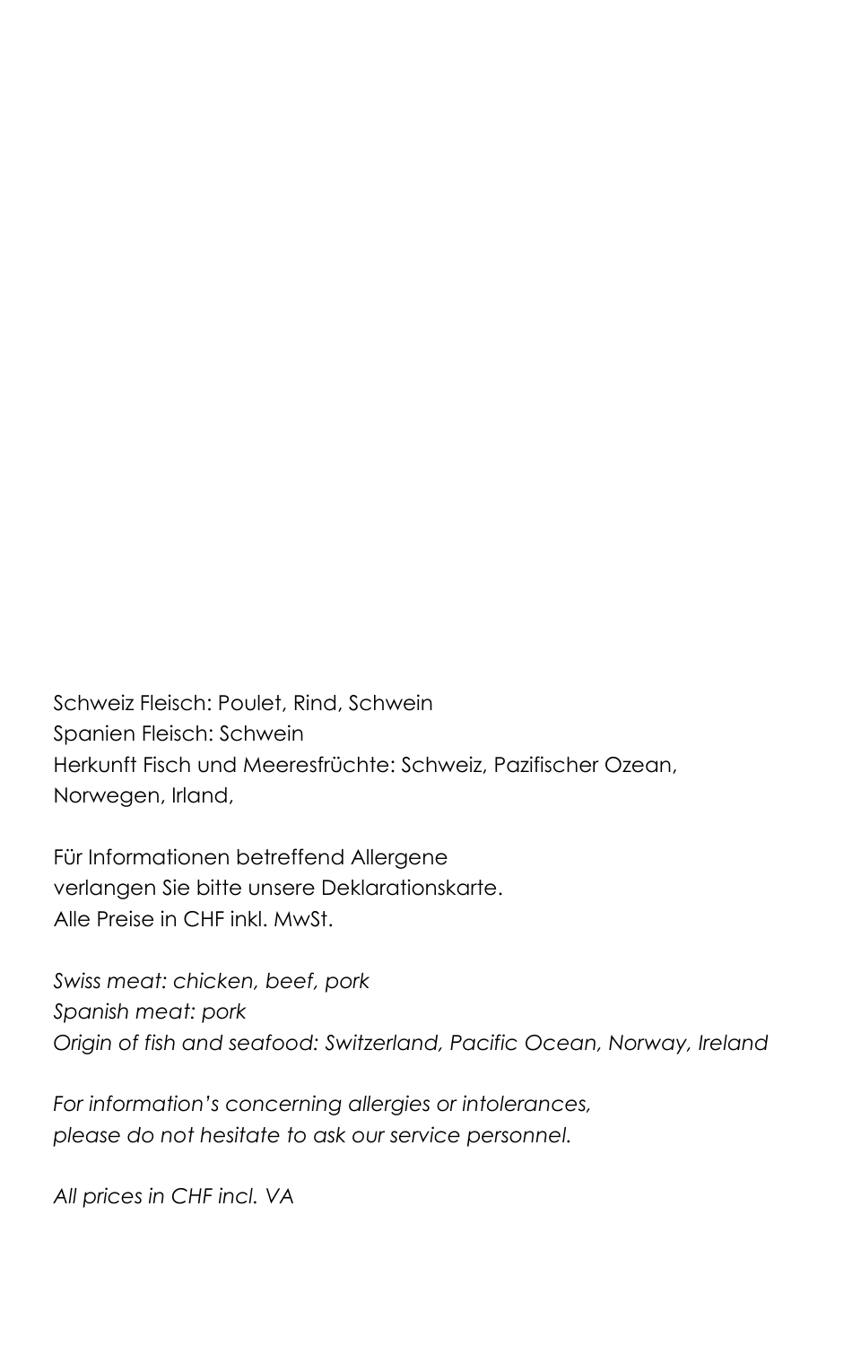Schweiz Fleisch: Poulet, Rind, Schwein
Spanien Fleisch: Schwein
Herkunft Fisch und Meeresfrüchte: Schweiz, Pazifischer Ozean, Norwegen, Irland,

Für Informationen betreffend Allergene
verlangen Sie bitte unsere Deklarationskarte.
Alle Preise in CHF inkl. MwSt.

*Swiss meat: chicken, beef, pork*
*Spanish meat: pork*
*Origin of fish and seafood: Switzerland, Pacific Ocean, Norway, Ireland*

*For information's concerning allergies or intolerances,*
*please do not hesitate to ask our service personnel.*

*All prices in CHF incl. VA*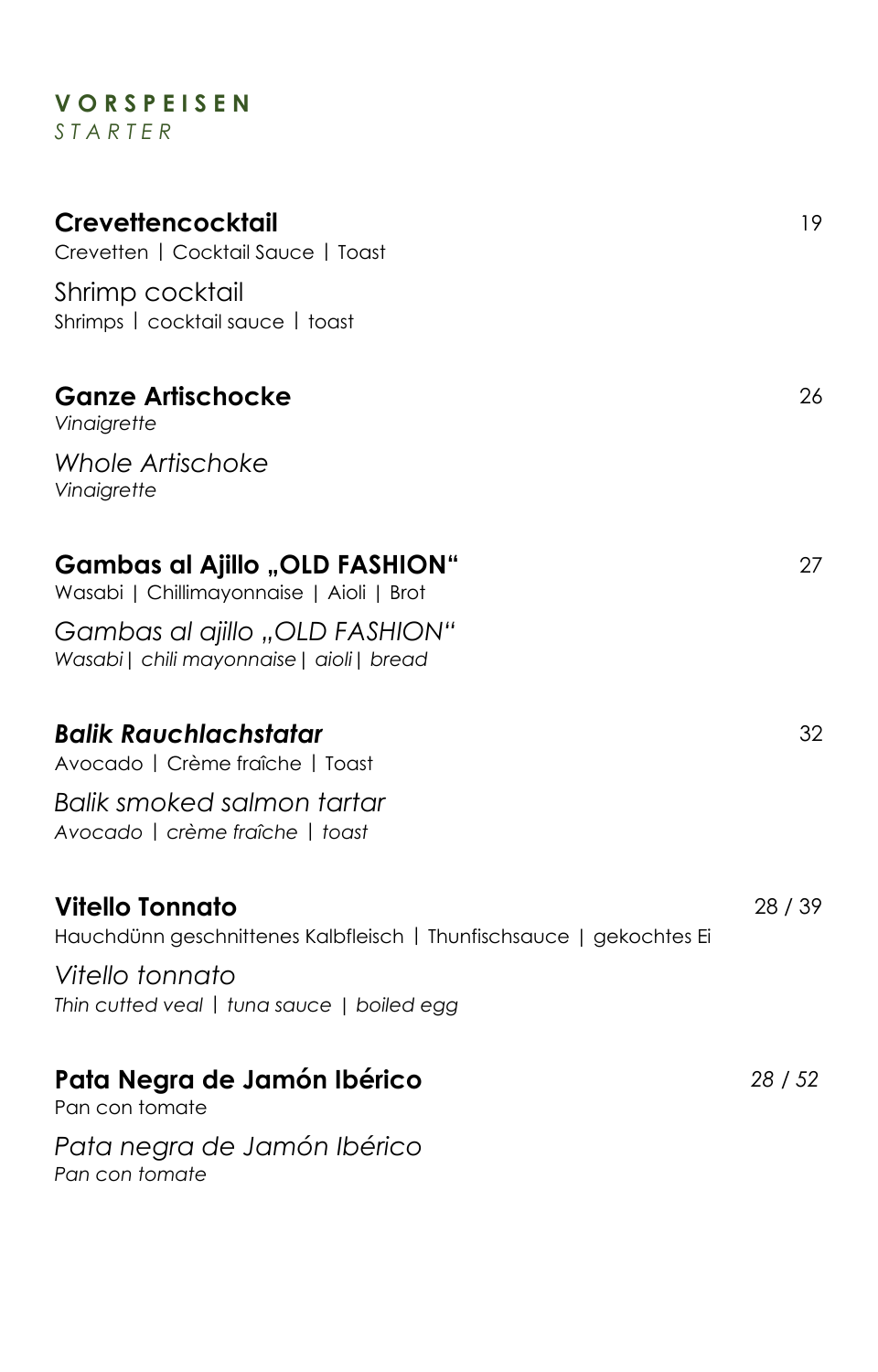## VORSPEISEN

*STARTER*

**Crevettencocktail** 19

Crevetten | Cocktail Sauce | Toast

Shrimp cocktail

Shrimps | cocktail sauce | toast

**Ganze Artischocke** 26

*Vinaigrette*

*Whole Artischoke*

*Vinaigrette*

**Gambas al Ajillo „OLD FASHION“** 27

Wasabi | Chillimayonnaise | Aioli | Brot

*Gambas al ajillo „OLD FASHION“*

*Wasabi | chili mayonnaise | aioli | bread*

***Balik Rauchlachstatar*** 32

Avocado | Crème fraîche | Toast

*Balik smoked salmon tartar*

*Avocado | crème fraîche | toast*

**Vitello Tonnato** 28 / 39

Hauchdünn geschnittenes Kalbfleisch | Thunfischsauce | gekochtes Ei

*Vitello tonnato*

*Thin cutted veal | tuna sauce | boiled egg*

**Pata Negra de Jamón Ibérico** *28 / 52*

Pan con tomate

*Pata negra de Jamón Ibérico*

*Pan con tomate*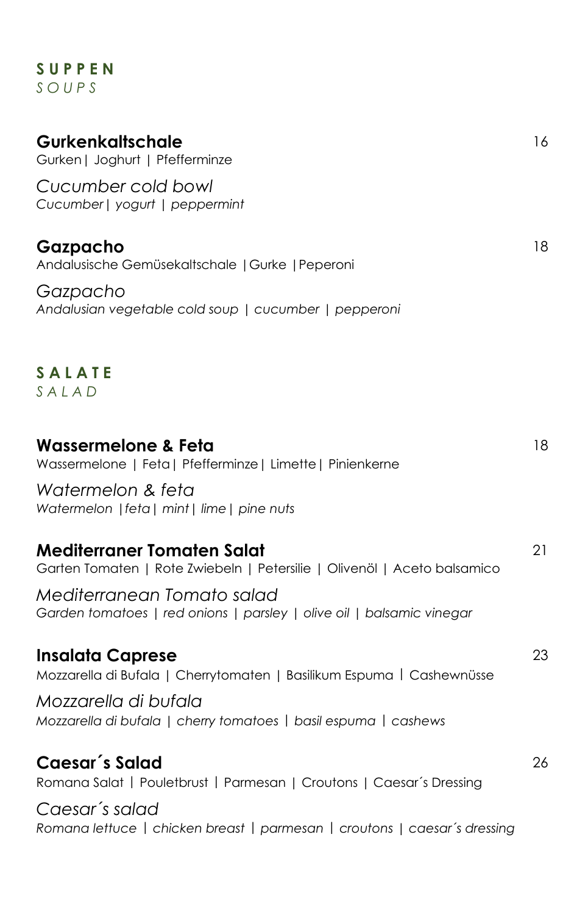## SUPPEN
*SOUPS*

**Gurkenkaltschale** 16
Gurken | Joghurt | Pfefferminze

*Cucumber cold bowl*
*Cucumber | yogurt | peppermint*

**Gazpacho** 18
Andalusische Gemüsekaltschale | Gurke | Peperoni

*Gazpacho*
*Andalusian vegetable cold soup | cucumber | pepperoni*

## SALATE
*SALAD*

**Wassermelone & Feta** 18
Wassermelone | Feta | Pfefferminze | Limette | Pinienkerne

*Watermelon & feta*
*Watermelon | feta | mint | lime | pine nuts*

**Mediterraner Tomaten Salat** 21
Garten Tomaten | Rote Zwiebeln | Petersilie | Olivenöl | Aceto balsamico

*Mediterranean Tomato salad*
*Garden tomatoes | red onions | parsley | olive oil | balsamic vinegar*

**Insalata Caprese** 23
Mozzarella di Bufala | Cherrytomaten | Basilikum Espuma | Cashewnüsse

*Mozzarella di bufala*
*Mozzarella di bufala | cherry tomatoes | basil espuma | cashews*

**Caesar´s Salad** 26
Romana Salat | Pouletbrust | Parmesan | Croutons | Caesar´s Dressing

*Caesar´s salad*
*Romana lettuce | chicken breast | parmesan | croutons | caesar´s dressing*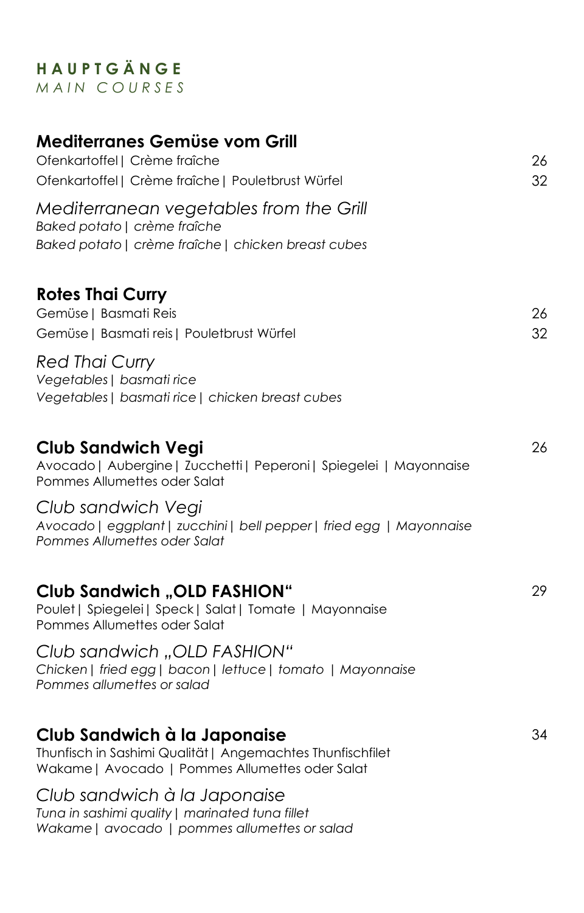## HAUPTGÄNGE
*MAIN COURSES*

### Mediterranes Gemüse vom Grill

Ofenkartoffel | Crème fraîche — 26

Ofenkartoffel | Crème fraîche | Pouletbrust Würfel — 32

*Mediterranean vegetables from the Grill*
*Baked potato | crème fraîche*
*Baked potato | crème fraîche | chicken breast cubes*

### Rotes Thai Curry

Gemüse | Basmati Reis — 26

Gemüse | Basmati reis | Pouletbrust Würfel — 32

*Red Thai Curry*
*Vegetables | basmati rice*
*Vegetables | basmati rice | chicken breast cubes*

### Club Sandwich Vegi — 26

Avocado | Aubergine | Zucchetti | Peperoni | Spiegelei | Mayonnaise
Pommes Allumettes oder Salat

*Club sandwich Vegi*
*Avocado | eggplant | zucchini | bell pepper | fried egg | Mayonnaise*
*Pommes Allumettes oder Salat*

### Club Sandwich „OLD FASHION" — 29

Poulet | Spiegelei | Speck | Salat | Tomate | Mayonnaise
Pommes Allumettes oder Salat

*Club sandwich „OLD FASHION"*
*Chicken | fried egg | bacon | lettuce | tomato | Mayonnaise*
*Pommes allumettes or salad*

### Club Sandwich à la Japonaise — 34

Thunfisch in Sashimi Qualität | Angemachtes Thunfischfilet
Wakame | Avocado | Pommes Allumettes oder Salat

*Club sandwich à la Japonaise*
*Tuna in sashimi quality | marinated tuna fillet*
*Wakame | avocado | pommes allumettes or salad*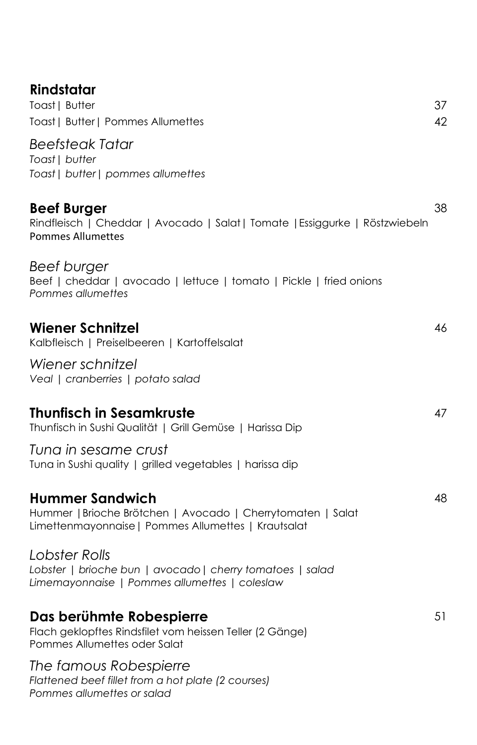**Rindstatar**

Toast| Butter 37

Toast| Butter| Pommes Allumettes 42

*Beefsteak Tatar*

*Toast| butter*

*Toast| butter| pommes allumettes*

**Beef Burger** 38

Rindfleisch | Cheddar | Avocado | Salat| Tomate |Essiggurke | Röstzwiebeln

Pommes Allumettes

*Beef burger*

Beef | cheddar | avocado | lettuce | tomato | Pickle | fried onions

*Pommes allumettes*

**Wiener Schnitzel** 46

Kalbfleisch | Preiselbeeren | Kartoffelsalat

*Wiener schnitzel*

*Veal | cranberries | potato salad*

**Thunfisch in Sesamkruste** 47

Thunfisch in Sushi Qualität | Grill Gemüse | Harissa Dip

*Tuna in sesame crust*

Tuna in Sushi quality | grilled vegetables | harissa dip

**Hummer Sandwich** 48

Hummer |Brioche Brötchen | Avocado | Cherrytomaten | Salat

Limettenmayonnaise| Pommes Allumettes | Krautsalat

*Lobster Rolls*

*Lobster | brioche bun | avocado| cherry tomatoes | salad*

*Limemayonnaise | Pommes allumettes | coleslaw*

**Das berühmte Robespierre** 51

Flach geklopftes Rindsfilet vom heissen Teller (2 Gänge)

Pommes Allumettes oder Salat

*The famous Robespierre*

*Flattened beef fillet from a hot plate (2 courses)*

*Pommes allumettes or salad*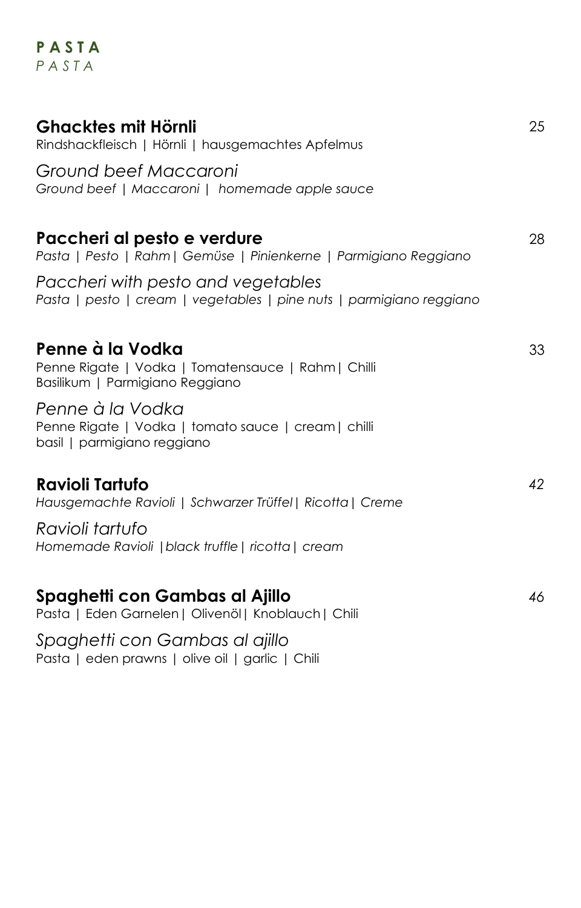## **PASTA**
*PASTA*

**Ghacktes mit Hörnli** 25
Rindshackfleisch | Hörnli | hausgemachtes Apfelmus

*Ground beef Maccaroni*
*Ground beef | Maccaroni | homemade apple sauce*

**Paccheri al pesto e verdure** 28
*Pasta | Pesto | Rahm | Gemüse | Pinienkerne | Parmigiano Reggiano*

*Paccheri with pesto and vegetables*
*Pasta | pesto | cream | vegetables | pine nuts | parmigiano reggiano*

**Penne à la Vodka** 33
Penne Rigate | Vodka | Tomatensauce | Rahm | Chilli
Basilikum | Parmigiano Reggiano

*Penne à la Vodka*
Penne Rigate | Vodka | tomato sauce | cream | chilli
basil | parmigiano reggiano

**Ravioli Tartufo** *42*
*Hausgemachte Ravioli | Schwarzer Trüffel | Ricotta | Creme*

*Ravioli tartufo*
*Homemade Ravioli | black truffle | ricotta | cream*

**Spaghetti con Gambas al Ajillo** *46*
Pasta | Eden Garnelen | Olivenöl | Knoblauch | Chili

*Spaghetti con Gambas al ajillo*
Pasta | eden prawns | olive oil | garlic | Chili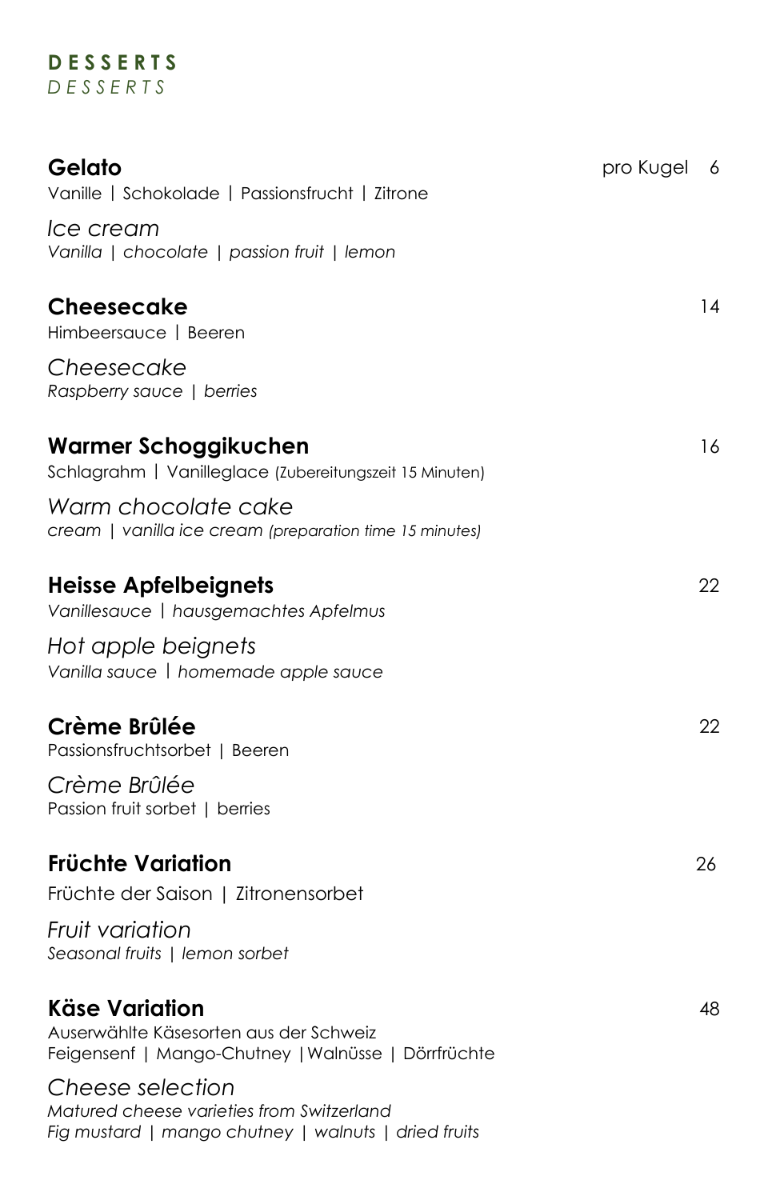# DESSERTS

*DESSERTS*

**Gelato** pro Kugel 6

Vanille | Schokolade | Passionsfrucht | Zitrone

*Ice cream*

*Vanilla | chocolate | passion fruit | lemon*

**Cheesecake** 14

Himbeersauce | Beeren

*Cheesecake*

*Raspberry sauce | berries*

**Warmer Schoggikuchen** 16

Schlagrahm | Vanilleglace (Zubereitungszeit 15 Minuten)

*Warm chocolate cake*

*cream | vanilla ice cream (preparation time 15 minutes)*

**Heisse Apfelbeignets** 22

*Vanillesauce | hausgemachtes Apfelmus*

*Hot apple beignets*

*Vanilla sauce | homemade apple sauce*

**Crème Brûlée** 22

Passionsfruchtsorbet | Beeren

*Crème Brûlée*

Passion fruit sorbet | berries

**Früchte Variation** 26

Früchte der Saison | Zitronensorbet

*Fruit variation*

*Seasonal fruits | lemon sorbet*

**Käse Variation** 48

Auserwählte Käsesorten aus der Schweiz

Feigensenf | Mango-Chutney | Walnüsse | Dörrfrüchte

*Cheese selection*

*Matured cheese varieties from Switzerland*

*Fig mustard | mango chutney | walnuts | dried fruits*